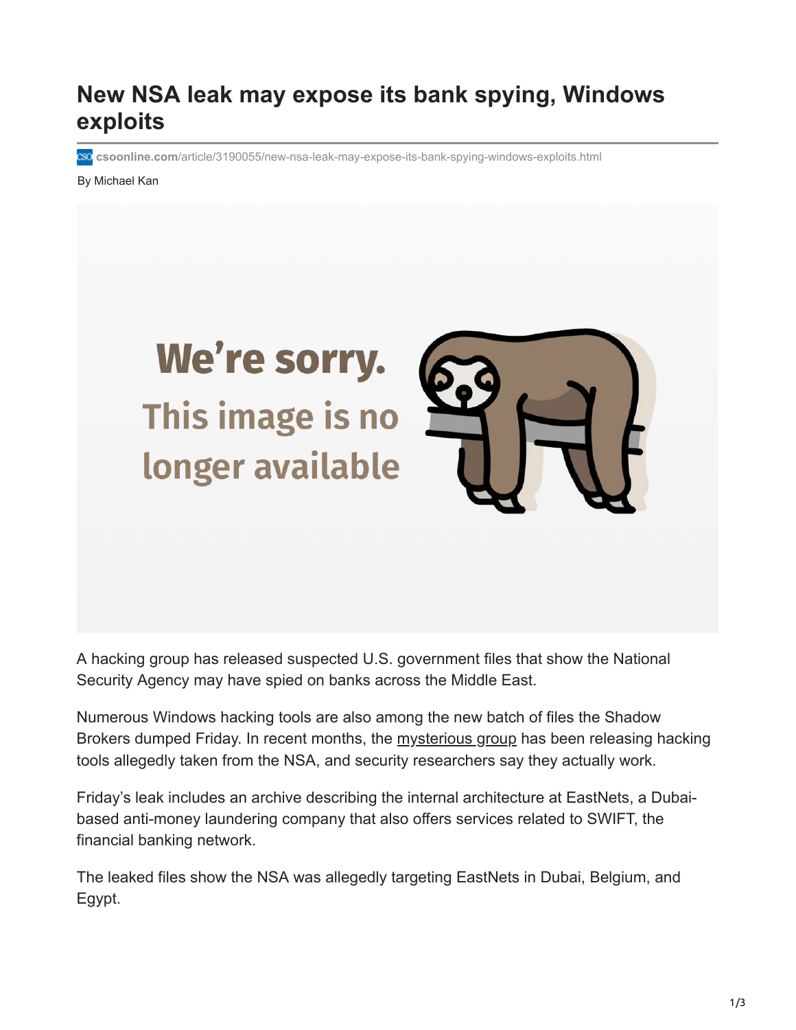# New NSA leak may expose its bank spying, Windows exploits

csoonline.com/article/3190055/new-nsa-leak-may-expose-its-bank-spying-windows-exploits.html

By Michael Kan

A hacking group has released suspected U.S. government files that show the National Security Agency may have spied on banks across the Middle East.

Numerous Windows hacking tools are also among the new batch of files the Shadow Brokers dumped Friday. In recent months, the mysterious group has been releasing hacking tools allegedly taken from the NSA, and security researchers say they actually work.

Friday's leak includes an archive describing the internal architecture at EastNets, a Dubai-based anti-money laundering company that also offers services related to SWIFT, the financial banking network.

The leaked files show the NSA was allegedly targeting EastNets in Dubai, Belgium, and Egypt.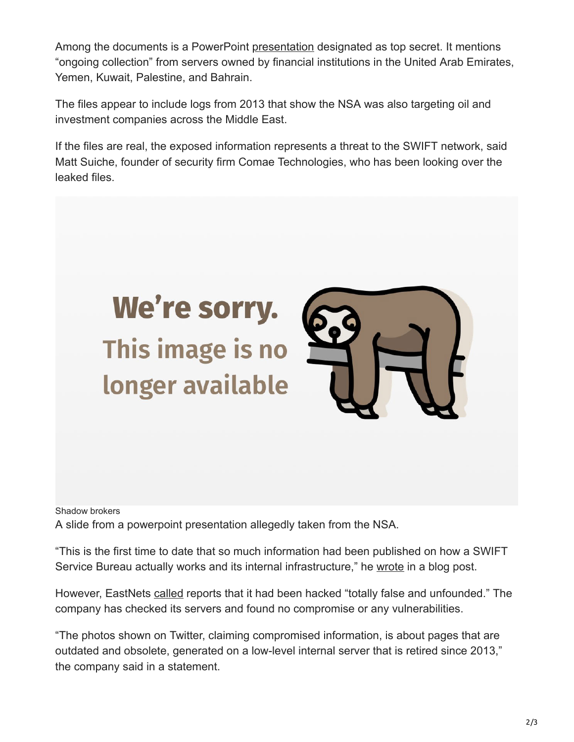Among the documents is a PowerPoint presentation designated as top secret. It mentions “ongoing collection” from servers owned by financial institutions in the United Arab Emirates, Yemen, Kuwait, Palestine, and Bahrain.

The files appear to include logs from 2013 that show the NSA was also targeting oil and investment companies across the Middle East.

If the files are real, the exposed information represents a threat to the SWIFT network, said Matt Suiche, founder of security firm Comae Technologies, who has been looking over the leaked files.

Shadow brokers

A slide from a powerpoint presentation allegedly taken from the NSA.

“This is the first time to date that so much information had been published on how a SWIFT Service Bureau actually works and its internal infrastructure,” he wrote in a blog post.

However, EastNets called reports that it had been hacked “totally false and unfounded.” The company has checked its servers and found no compromise or any vulnerabilities.

“The photos shown on Twitter, claiming compromised information, is about pages that are outdated and obsolete, generated on a low-level internal server that is retired since 2013,” the company said in a statement.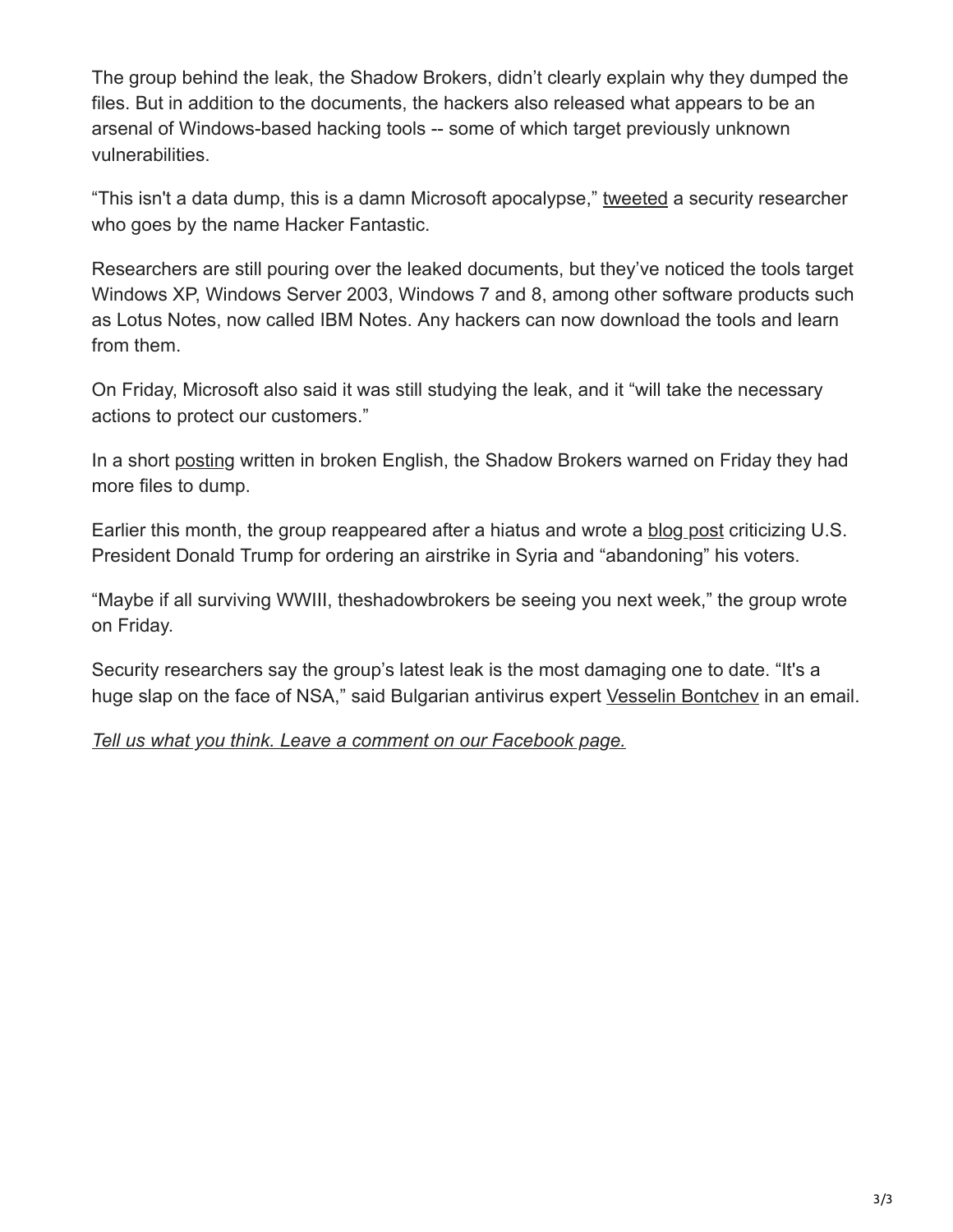The group behind the leak, the Shadow Brokers, didn't clearly explain why they dumped the files. But in addition to the documents, the hackers also released what appears to be an arsenal of Windows-based hacking tools -- some of which target previously unknown vulnerabilities.

"This isn't a data dump, this is a damn Microsoft apocalypse," tweeted a security researcher who goes by the name Hacker Fantastic.

Researchers are still pouring over the leaked documents, but they've noticed the tools target Windows XP, Windows Server 2003, Windows 7 and 8, among other software products such as Lotus Notes, now called IBM Notes. Any hackers can now download the tools and learn from them.

On Friday, Microsoft also said it was still studying the leak, and it "will take the necessary actions to protect our customers."

In a short posting written in broken English, the Shadow Brokers warned on Friday they had more files to dump.

Earlier this month, the group reappeared after a hiatus and wrote a blog post criticizing U.S. President Donald Trump for ordering an airstrike in Syria and "abandoning" his voters.

"Maybe if all surviving WWIII, theshadowbrokers be seeing you next week," the group wrote on Friday.

Security researchers say the group's latest leak is the most damaging one to date. "It's a huge slap on the face of NSA," said Bulgarian antivirus expert Vesselin Bontchev in an email.

*Tell us what you think. Leave a comment on our Facebook page.*